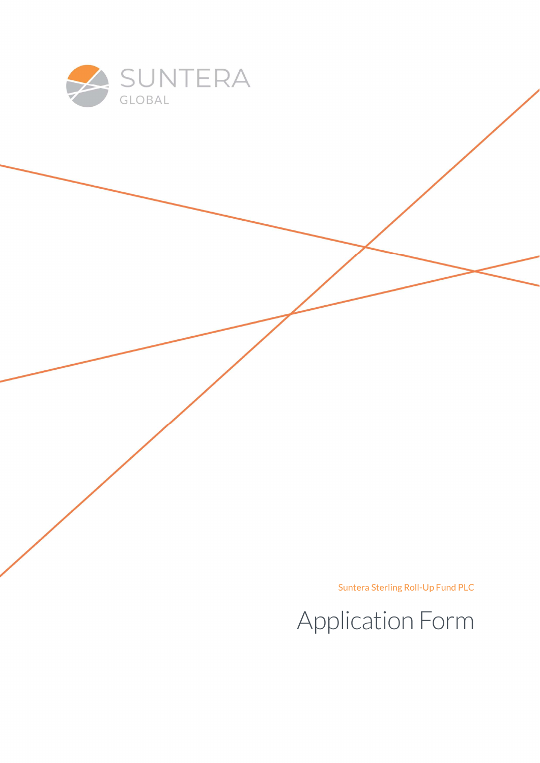SUNTERA
GLOBAL

Suntera Sterling Roll-Up Fund PLC

# Application Form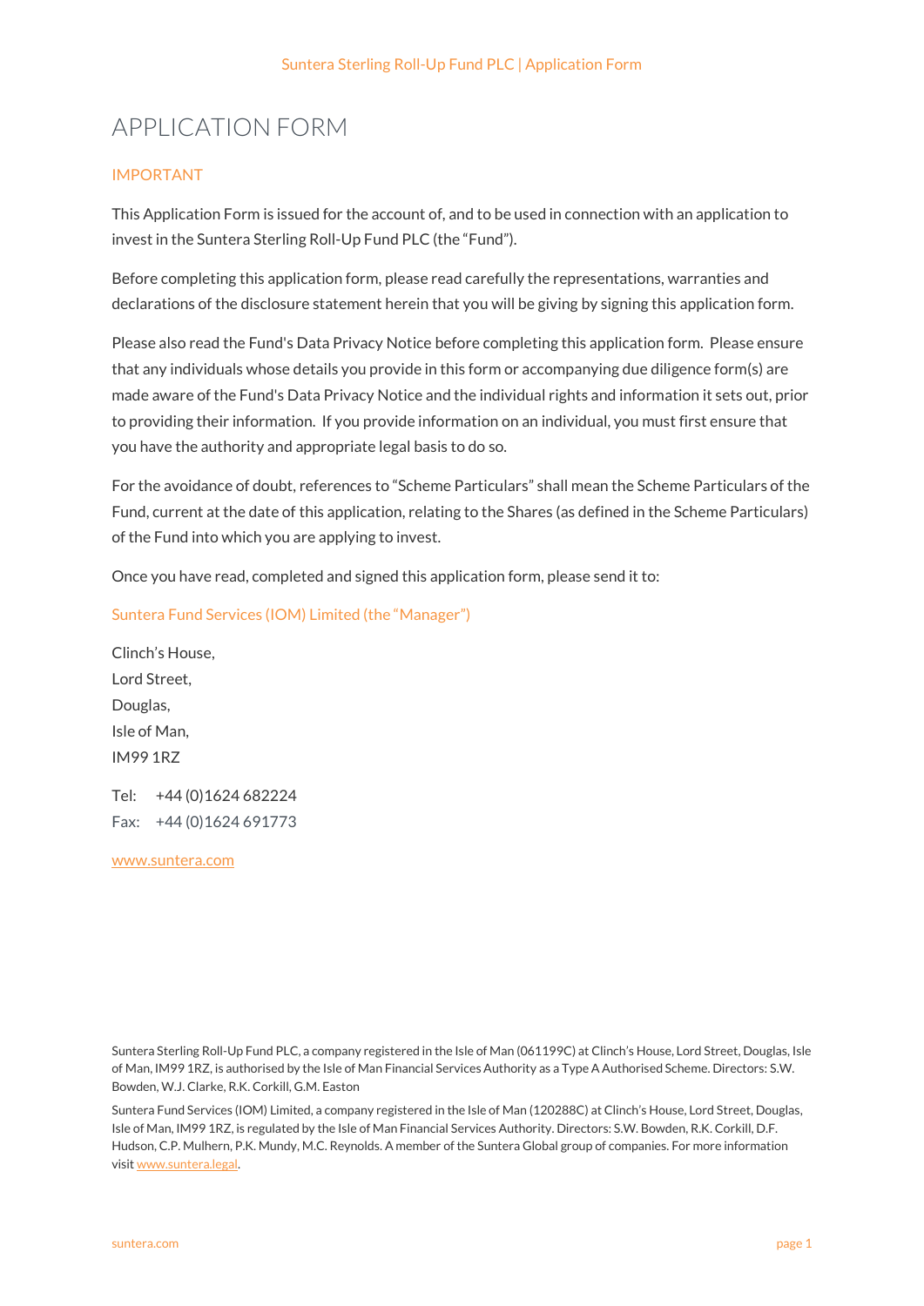# APPLICATION FORM

## IMPORTANT

This Application Form is issued for the account of, and to be used in connection with an application to invest in the Suntera Sterling Roll-Up Fund PLC (the "Fund").

Before completing this application form, please read carefully the representations, warranties and declarations of the disclosure statement herein that you will be giving by signing this application form.

Please also read the Fund's Data Privacy Notice before completing this application form. Please ensure that any individuals whose details you provide in this form or accompanying due diligence form(s) are made aware of the Fund's Data Privacy Notice and the individual rights and information it sets out, prior to providing their information. If you provide information on an individual, you must first ensure that you have the authority and appropriate legal basis to do so.

For the avoidance of doubt, references to "Scheme Particulars" shall mean the Scheme Particulars of the Fund, current at the date of this application, relating to the Shares (as defined in the Scheme Particulars) of the Fund into which you are applying to invest.

Once you have read, completed and signed this application form, please send it to:

Suntera Fund Services (IOM) Limited (the "Manager")

Clinch's House,
Lord Street,
Douglas,
Isle of Man,
IM99 1RZ

Tel: +44 (0)1624 682224
Fax: +44 (0)1624 691773

www.suntera.com

Suntera Sterling Roll-Up Fund PLC, a company registered in the Isle of Man (061199C) at Clinch's House, Lord Street, Douglas, Isle of Man, IM99 1RZ, is authorised by the Isle of Man Financial Services Authority as a Type A Authorised Scheme. Directors: S.W. Bowden, W.J. Clarke, R.K. Corkill, G.M. Easton

Suntera Fund Services (IOM) Limited, a company registered in the Isle of Man (120288C) at Clinch's House, Lord Street, Douglas, Isle of Man, IM99 1RZ, is regulated by the Isle of Man Financial Services Authority. Directors: S.W. Bowden, R.K. Corkill, D.F. Hudson, C.P. Mulhern, P.K. Mundy, M.C. Reynolds. A member of the Suntera Global group of companies. For more information visit www.suntera.legal.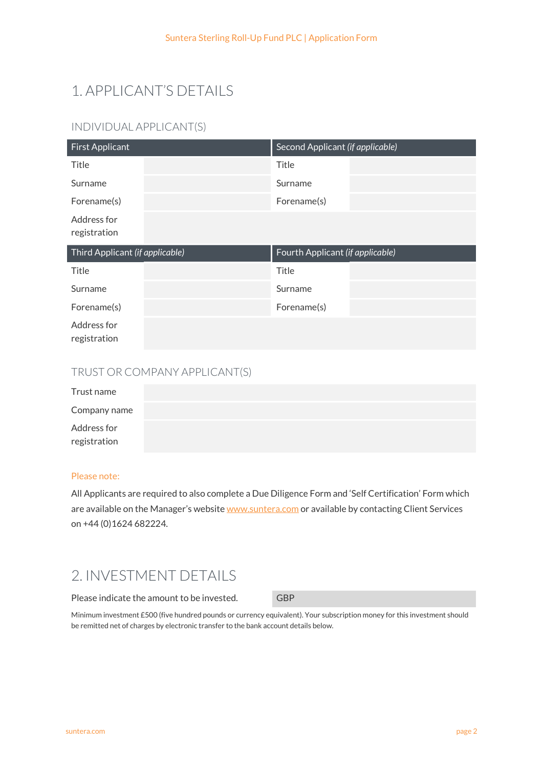# 1. APPLICANT'S DETAILS

## INDIVIDUAL APPLICANT(S)

| First Applicant | | Second Applicant *(if applicable)* | |
|---|---|---|---|
| Title | | Title | |
| Surname | | Surname | |
| Forename(s) | | Forename(s) | |
| Address for registration | | | |

| Third Applicant *(if applicable)* | | Fourth Applicant *(if applicable)* | |
|---|---|---|---|
| Title | | Title | |
| Surname | | Surname | |
| Forename(s) | | Forename(s) | |
| Address for registration | | | |

## TRUST OR COMPANY APPLICANT(S)

| | |
|---|---|
| Trust name | |
| Company name | |
| Address for registration | |

Please note:

All Applicants are required to also complete a Due Diligence Form and 'Self Certification' Form which are available on the Manager's website www.suntera.com or available by contacting Client Services on +44 (0)1624 682224.

# 2. INVESTMENT DETAILS

| Please indicate the amount to be invested. | GBP |
|---|---|

Minimum investment £500 (five hundred pounds or currency equivalent). Your subscription money for this investment should be remitted net of charges by electronic transfer to the bank account details below.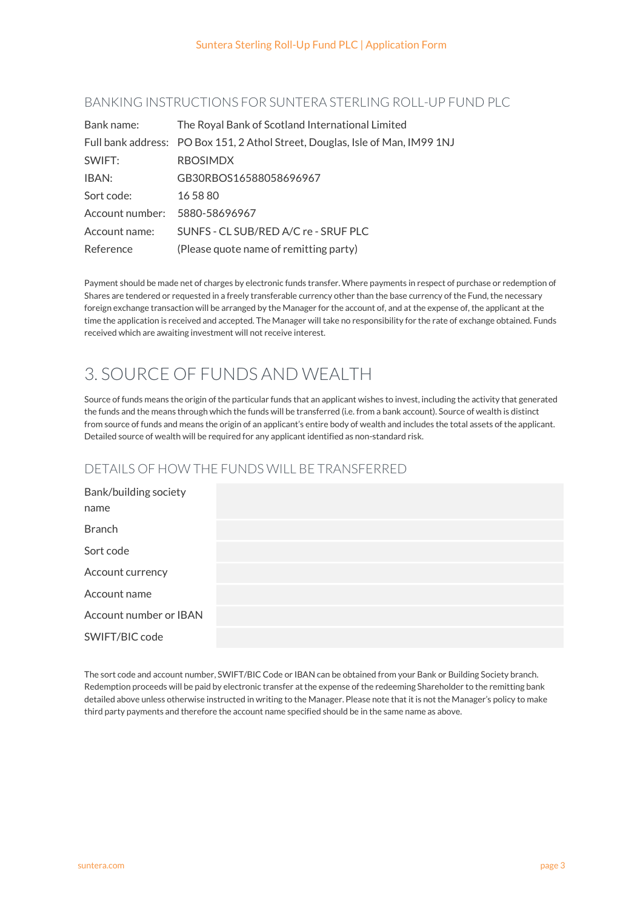## BANKING INSTRUCTIONS FOR SUNTERA STERLING ROLL-UP FUND PLC

| | |
|---|---|
| Bank name: | The Royal Bank of Scotland International Limited |
| Full bank address: | PO Box 151, 2 Athol Street, Douglas, Isle of Man, IM99 1NJ |
| SWIFT: | RBOSIMDX |
| IBAN: | GB30RBOS16588058696967 |
| Sort code: | 16 58 80 |
| Account number: | 5880-58696967 |
| Account name: | SUNFS - CL SUB/RED A/C re - SRUF PLC |
| Reference | (Please quote name of remitting party) |

Payment should be made net of charges by electronic funds transfer. Where payments in respect of purchase or redemption of Shares are tendered or requested in a freely transferable currency other than the base currency of the Fund, the necessary foreign exchange transaction will be arranged by the Manager for the account of, and at the expense of, the applicant at the time the application is received and accepted. The Manager will take no responsibility for the rate of exchange obtained. Funds received which are awaiting investment will not receive interest.

# 3. SOURCE OF FUNDS AND WEALTH

Source of funds means the origin of the particular funds that an applicant wishes to invest, including the activity that generated the funds and the means through which the funds will be transferred (i.e. from a bank account). Source of wealth is distinct from source of funds and means the origin of an applicant's entire body of wealth and includes the total assets of the applicant. Detailed source of wealth will be required for any applicant identified as non-standard risk.

## DETAILS OF HOW THE FUNDS WILL BE TRANSFERRED

| | |
|---|---|
| Bank/building society name | |
| Branch | |
| Sort code | |
| Account currency | |
| Account name | |
| Account number or IBAN | |
| SWIFT/BIC code | |

The sort code and account number, SWIFT/BIC Code or IBAN can be obtained from your Bank or Building Society branch. Redemption proceeds will be paid by electronic transfer at the expense of the redeeming Shareholder to the remitting bank detailed above unless otherwise instructed in writing to the Manager. Please note that it is not the Manager's policy to make third party payments and therefore the account name specified should be in the same name as above.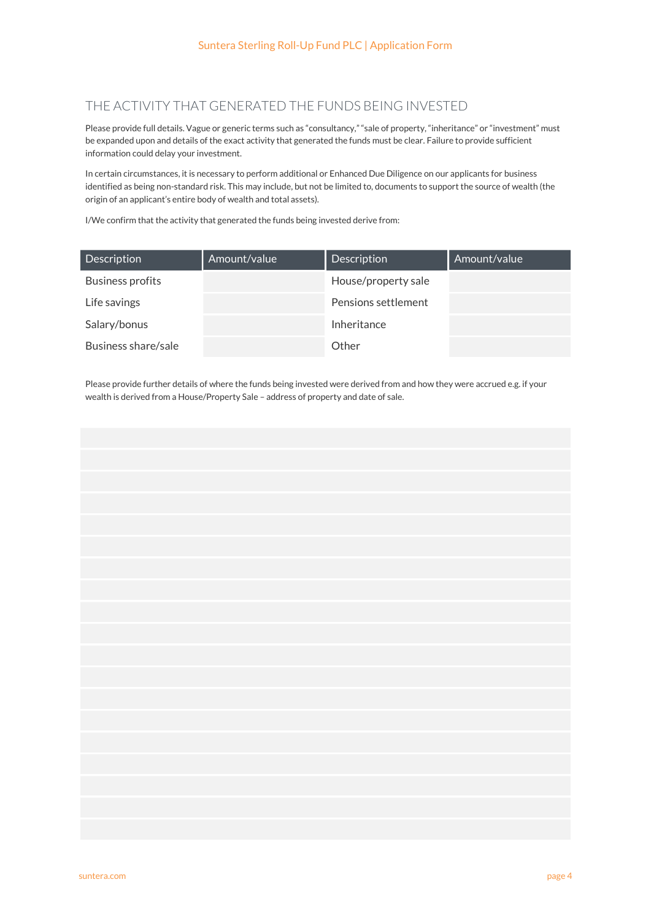## THE ACTIVITY THAT GENERATED THE FUNDS BEING INVESTED

Please provide full details. Vague or generic terms such as "consultancy," "sale of property, "inheritance" or "investment" must be expanded upon and details of the exact activity that generated the funds must be clear. Failure to provide sufficient information could delay your investment.

In certain circumstances, it is necessary to perform additional or Enhanced Due Diligence on our applicants for business identified as being non-standard risk. This may include, but not be limited to, documents to support the source of wealth (the origin of an applicant's entire body of wealth and total assets).

I/We confirm that the activity that generated the funds being invested derive from:

| Description | Amount/value | Description | Amount/value |
|---|---|---|---|
| Business profits | | House/property sale | |
| Life savings | | Pensions settlement | |
| Salary/bonus | | Inheritance | |
| Business share/sale | | Other | |

Please provide further details of where the funds being invested were derived from and how they were accrued e.g. if your wealth is derived from a House/Property Sale – address of property and date of sale.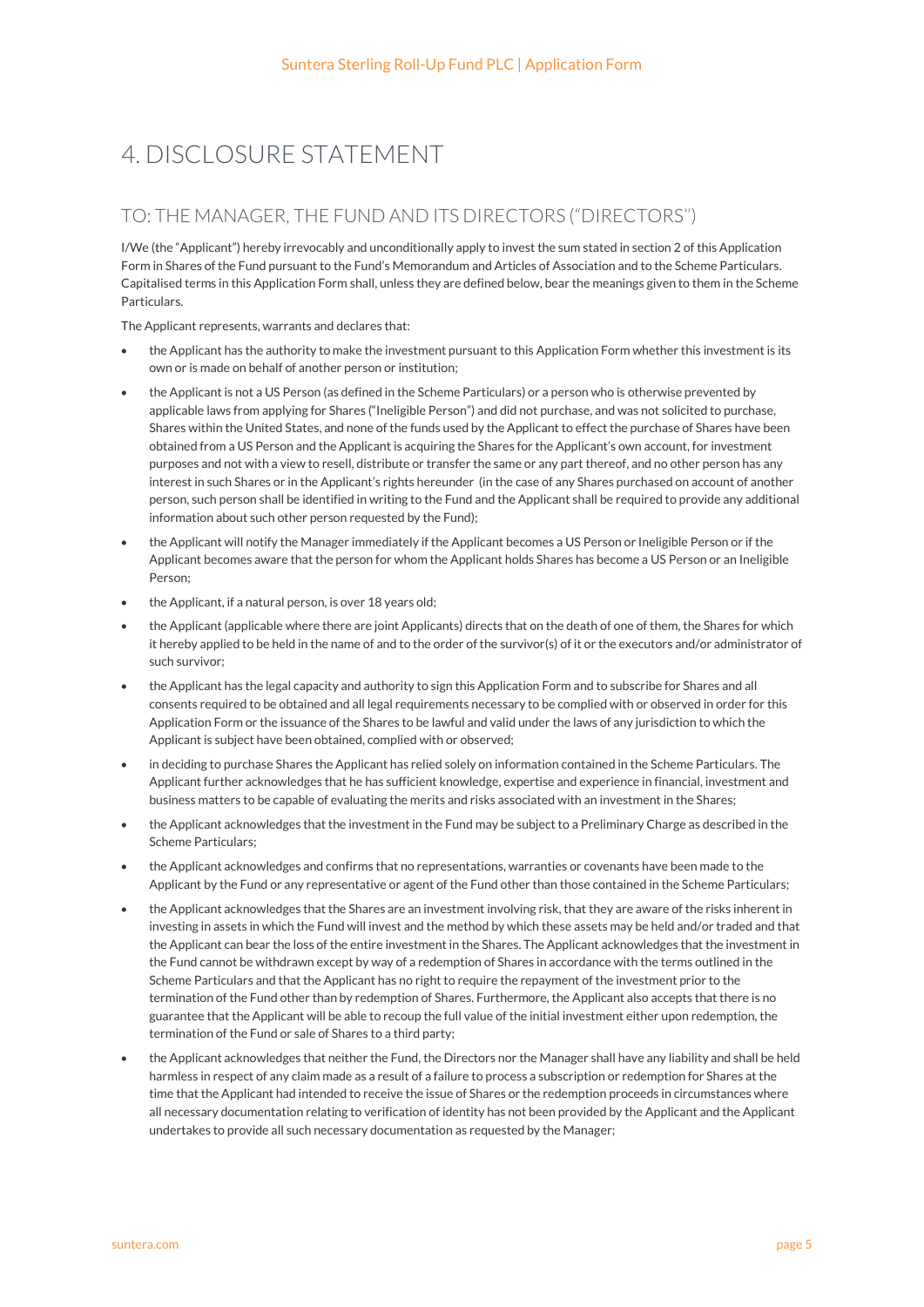# 4. DISCLOSURE STATEMENT

## TO: THE MANAGER, THE FUND AND ITS DIRECTORS ("DIRECTORS")

I/We (the "Applicant") hereby irrevocably and unconditionally apply to invest the sum stated in section 2 of this Application Form in Shares of the Fund pursuant to the Fund's Memorandum and Articles of Association and to the Scheme Particulars. Capitalised terms in this Application Form shall, unless they are defined below, bear the meanings given to them in the Scheme Particulars.

The Applicant represents, warrants and declares that:

- the Applicant has the authority to make the investment pursuant to this Application Form whether this investment is its own or is made on behalf of another person or institution;
- the Applicant is not a US Person (as defined in the Scheme Particulars) or a person who is otherwise prevented by applicable laws from applying for Shares ("Ineligible Person") and did not purchase, and was not solicited to purchase, Shares within the United States, and none of the funds used by the Applicant to effect the purchase of Shares have been obtained from a US Person and the Applicant is acquiring the Shares for the Applicant's own account, for investment purposes and not with a view to resell, distribute or transfer the same or any part thereof, and no other person has any interest in such Shares or in the Applicant's rights hereunder (in the case of any Shares purchased on account of another person, such person shall be identified in writing to the Fund and the Applicant shall be required to provide any additional information about such other person requested by the Fund);
- the Applicant will notify the Manager immediately if the Applicant becomes a US Person or Ineligible Person or if the Applicant becomes aware that the person for whom the Applicant holds Shares has become a US Person or an Ineligible Person;
- the Applicant, if a natural person, is over 18 years old;
- the Applicant (applicable where there are joint Applicants) directs that on the death of one of them, the Shares for which it hereby applied to be held in the name of and to the order of the survivor(s) of it or the executors and/or administrator of such survivor;
- the Applicant has the legal capacity and authority to sign this Application Form and to subscribe for Shares and all consents required to be obtained and all legal requirements necessary to be complied with or observed in order for this Application Form or the issuance of the Shares to be lawful and valid under the laws of any jurisdiction to which the Applicant is subject have been obtained, complied with or observed;
- in deciding to purchase Shares the Applicant has relied solely on information contained in the Scheme Particulars. The Applicant further acknowledges that he has sufficient knowledge, expertise and experience in financial, investment and business matters to be capable of evaluating the merits and risks associated with an investment in the Shares;
- the Applicant acknowledges that the investment in the Fund may be subject to a Preliminary Charge as described in the Scheme Particulars;
- the Applicant acknowledges and confirms that no representations, warranties or covenants have been made to the Applicant by the Fund or any representative or agent of the Fund other than those contained in the Scheme Particulars;
- the Applicant acknowledges that the Shares are an investment involving risk, that they are aware of the risks inherent in investing in assets in which the Fund will invest and the method by which these assets may be held and/or traded and that the Applicant can bear the loss of the entire investment in the Shares. The Applicant acknowledges that the investment in the Fund cannot be withdrawn except by way of a redemption of Shares in accordance with the terms outlined in the Scheme Particulars and that the Applicant has no right to require the repayment of the investment prior to the termination of the Fund other than by redemption of Shares. Furthermore, the Applicant also accepts that there is no guarantee that the Applicant will be able to recoup the full value of the initial investment either upon redemption, the termination of the Fund or sale of Shares to a third party;
- the Applicant acknowledges that neither the Fund, the Directors nor the Manager shall have any liability and shall be held harmless in respect of any claim made as a result of a failure to process a subscription or redemption for Shares at the time that the Applicant had intended to receive the issue of Shares or the redemption proceeds in circumstances where all necessary documentation relating to verification of identity has not been provided by the Applicant and the Applicant undertakes to provide all such necessary documentation as requested by the Manager;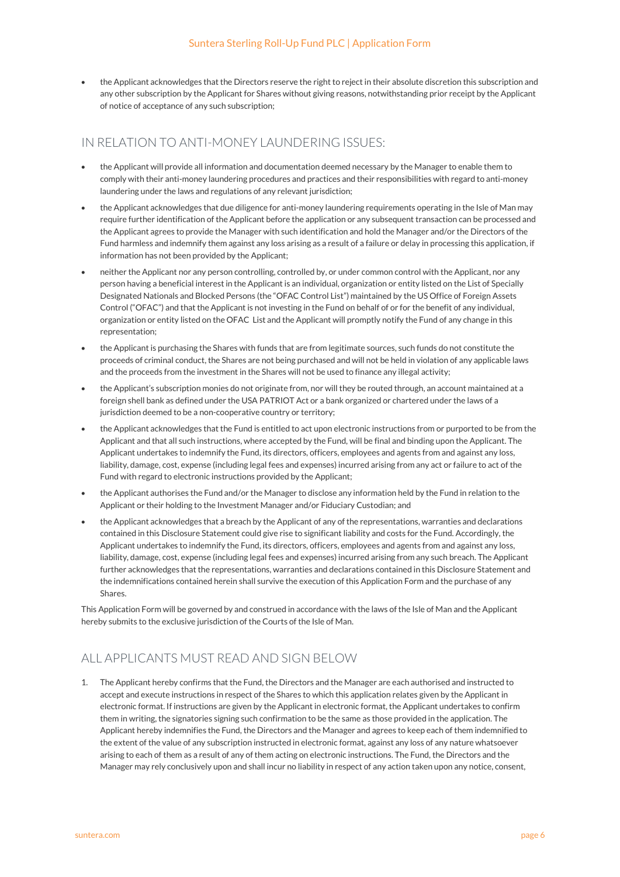- the Applicant acknowledges that the Directors reserve the right to reject in their absolute discretion this subscription and any other subscription by the Applicant for Shares without giving reasons, notwithstanding prior receipt by the Applicant of notice of acceptance of any such subscription;

## IN RELATION TO ANTI-MONEY LAUNDERING ISSUES:

- the Applicant will provide all information and documentation deemed necessary by the Manager to enable them to comply with their anti-money laundering procedures and practices and their responsibilities with regard to anti-money laundering under the laws and regulations of any relevant jurisdiction;
- the Applicant acknowledges that due diligence for anti-money laundering requirements operating in the Isle of Man may require further identification of the Applicant before the application or any subsequent transaction can be processed and the Applicant agrees to provide the Manager with such identification and hold the Manager and/or the Directors of the Fund harmless and indemnify them against any loss arising as a result of a failure or delay in processing this application, if information has not been provided by the Applicant;
- neither the Applicant nor any person controlling, controlled by, or under common control with the Applicant, nor any person having a beneficial interest in the Applicant is an individual, organization or entity listed on the List of Specially Designated Nationals and Blocked Persons (the "OFAC Control List") maintained by the US Office of Foreign Assets Control ("OFAC") and that the Applicant is not investing in the Fund on behalf of or for the benefit of any individual, organization or entity listed on the OFAC List and the Applicant will promptly notify the Fund of any change in this representation;
- the Applicant is purchasing the Shares with funds that are from legitimate sources, such funds do not constitute the proceeds of criminal conduct, the Shares are not being purchased and will not be held in violation of any applicable laws and the proceeds from the investment in the Shares will not be used to finance any illegal activity;
- the Applicant's subscription monies do not originate from, nor will they be routed through, an account maintained at a foreign shell bank as defined under the USA PATRIOT Act or a bank organized or chartered under the laws of a jurisdiction deemed to be a non-cooperative country or territory;
- the Applicant acknowledges that the Fund is entitled to act upon electronic instructions from or purported to be from the Applicant and that all such instructions, where accepted by the Fund, will be final and binding upon the Applicant. The Applicant undertakes to indemnify the Fund, its directors, officers, employees and agents from and against any loss, liability, damage, cost, expense (including legal fees and expenses) incurred arising from any act or failure to act of the Fund with regard to electronic instructions provided by the Applicant;
- the Applicant authorises the Fund and/or the Manager to disclose any information held by the Fund in relation to the Applicant or their holding to the Investment Manager and/or Fiduciary Custodian; and
- the Applicant acknowledges that a breach by the Applicant of any of the representations, warranties and declarations contained in this Disclosure Statement could give rise to significant liability and costs for the Fund. Accordingly, the Applicant undertakes to indemnify the Fund, its directors, officers, employees and agents from and against any loss, liability, damage, cost, expense (including legal fees and expenses) incurred arising from any such breach. The Applicant further acknowledges that the representations, warranties and declarations contained in this Disclosure Statement and the indemnifications contained herein shall survive the execution of this Application Form and the purchase of any Shares.

This Application Form will be governed by and construed in accordance with the laws of the Isle of Man and the Applicant hereby submits to the exclusive jurisdiction of the Courts of the Isle of Man.

## ALL APPLICANTS MUST READ AND SIGN BELOW

1. The Applicant hereby confirms that the Fund, the Directors and the Manager are each authorised and instructed to accept and execute instructions in respect of the Shares to which this application relates given by the Applicant in electronic format. If instructions are given by the Applicant in electronic format, the Applicant undertakes to confirm them in writing, the signatories signing such confirmation to be the same as those provided in the application. The Applicant hereby indemnifies the Fund, the Directors and the Manager and agrees to keep each of them indemnified to the extent of the value of any subscription instructed in electronic format, against any loss of any nature whatsoever arising to each of them as a result of any of them acting on electronic instructions. The Fund, the Directors and the Manager may rely conclusively upon and shall incur no liability in respect of any action taken upon any notice, consent,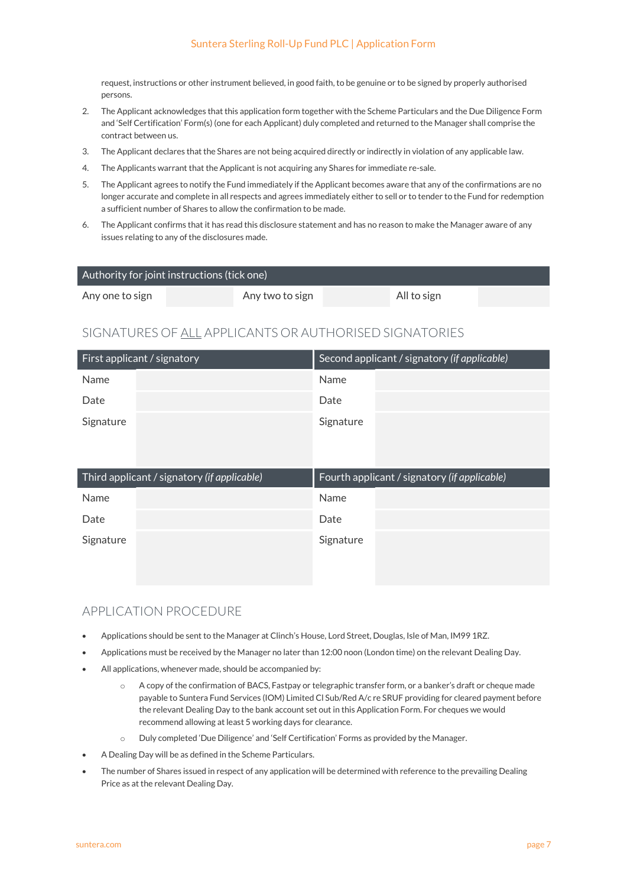request, instructions or other instrument believed, in good faith, to be genuine or to be signed by properly authorised persons.

2. The Applicant acknowledges that this application form together with the Scheme Particulars and the Due Diligence Form and 'Self Certification' Form(s) (one for each Applicant) duly completed and returned to the Manager shall comprise the contract between us.
3. The Applicant declares that the Shares are not being acquired directly or indirectly in violation of any applicable law.
4. The Applicants warrant that the Applicant is not acquiring any Shares for immediate re-sale.
5. The Applicant agrees to notify the Fund immediately if the Applicant becomes aware that any of the confirmations are no longer accurate and complete in all respects and agrees immediately either to sell or to tender to the Fund for redemption a sufficient number of Shares to allow the confirmation to be made.
6. The Applicant confirms that it has read this disclosure statement and has no reason to make the Manager aware of any issues relating to any of the disclosures made.

| Authority for joint instructions (tick one) | | | | | |
|---|---|---|---|---|---|
| Any one to sign | | Any two to sign | | All to sign | |

## SIGNATURES OF ALL APPLICANTS OR AUTHORISED SIGNATORIES

| First applicant / signatory | | Second applicant / signatory *(if applicable)* | |
|---|---|---|---|
| Name | | Name | |
| Date | | Date | |
| Signature | | Signature | |

| Third applicant / signatory *(if applicable)* | | Fourth applicant / signatory *(if applicable)* | |
|---|---|---|---|
| Name | | Name | |
| Date | | Date | |
| Signature | | Signature | |

## APPLICATION PROCEDURE

- Applications should be sent to the Manager at Clinch's House, Lord Street, Douglas, Isle of Man, IM99 1RZ.
- Applications must be received by the Manager no later than 12:00 noon (London time) on the relevant Dealing Day.
- All applications, whenever made, should be accompanied by:
  - A copy of the confirmation of BACS, Fastpay or telegraphic transfer form, or a banker's draft or cheque made payable to Suntera Fund Services (IOM) Limited Cl Sub/Red A/c re SRUF providing for cleared payment before the relevant Dealing Day to the bank account set out in this Application Form. For cheques we would recommend allowing at least 5 working days for clearance.
  - Duly completed 'Due Diligence' and 'Self Certification' Forms as provided by the Manager.
- A Dealing Day will be as defined in the Scheme Particulars.
- The number of Shares issued in respect of any application will be determined with reference to the prevailing Dealing Price as at the relevant Dealing Day.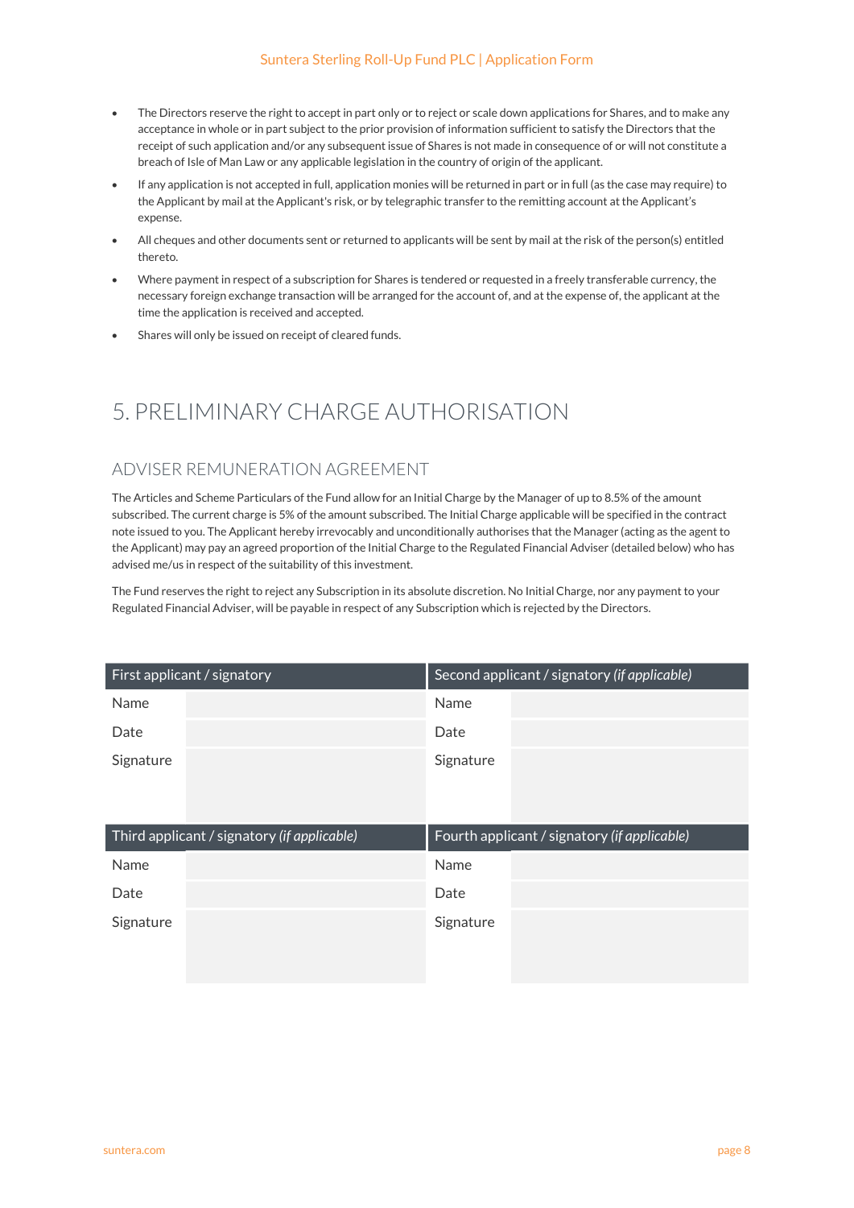- The Directors reserve the right to accept in part only or to reject or scale down applications for Shares, and to make any acceptance in whole or in part subject to the prior provision of information sufficient to satisfy the Directors that the receipt of such application and/or any subsequent issue of Shares is not made in consequence of or will not constitute a breach of Isle of Man Law or any applicable legislation in the country of origin of the applicant.
- If any application is not accepted in full, application monies will be returned in part or in full (as the case may require) to the Applicant by mail at the Applicant's risk, or by telegraphic transfer to the remitting account at the Applicant's expense.
- All cheques and other documents sent or returned to applicants will be sent by mail at the risk of the person(s) entitled thereto.
- Where payment in respect of a subscription for Shares is tendered or requested in a freely transferable currency, the necessary foreign exchange transaction will be arranged for the account of, and at the expense of, the applicant at the time the application is received and accepted.
- Shares will only be issued on receipt of cleared funds.

# 5. PRELIMINARY CHARGE AUTHORISATION

## ADVISER REMUNERATION AGREEMENT

The Articles and Scheme Particulars of the Fund allow for an Initial Charge by the Manager of up to 8.5% of the amount subscribed. The current charge is 5% of the amount subscribed. The Initial Charge applicable will be specified in the contract note issued to you. The Applicant hereby irrevocably and unconditionally authorises that the Manager (acting as the agent to the Applicant) may pay an agreed proportion of the Initial Charge to the Regulated Financial Adviser (detailed below) who has advised me/us in respect of the suitability of this investment.

The Fund reserves the right to reject any Subscription in its absolute discretion. No Initial Charge, nor any payment to your Regulated Financial Adviser, will be payable in respect of any Subscription which is rejected by the Directors.

| First applicant / signatory | | Second applicant / signatory *(if applicable)* | |
|---|---|---|---|
| Name | | Name | |
| Date | | Date | |
| Signature | | Signature | |
| **Third applicant / signatory *(if applicable)*** | | **Fourth applicant / signatory *(if applicable)*** | |
| Name | | Name | |
| Date | | Date | |
| Signature | | Signature | |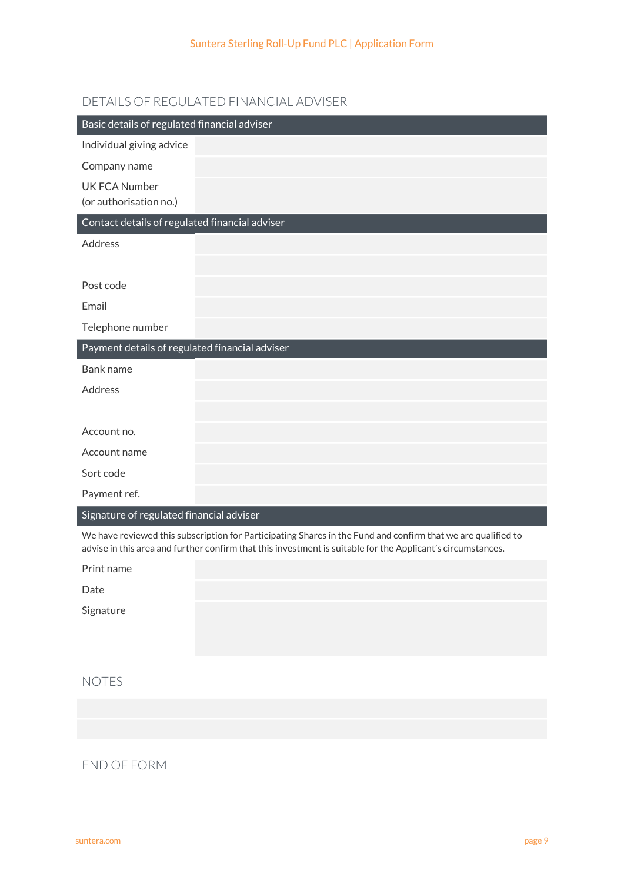## DETAILS OF REGULATED FINANCIAL ADVISER

| Basic details of regulated financial adviser | |
|---|---|
| Individual giving advice | |
| Company name | |
| UK FCA Number (or authorisation no.) | |

| Contact details of regulated financial adviser | |
|---|---|
| Address | |
| | |
| Post code | |
| Email | |
| Telephone number | |

| Payment details of regulated financial adviser | |
|---|---|
| Bank name | |
| Address | |
| | |
| Account no. | |
| Account name | |
| Sort code | |
| Payment ref. | |

**Signature of regulated financial adviser**

We have reviewed this subscription for Participating Shares in the Fund and confirm that we are qualified to advise in this area and further confirm that this investment is suitable for the Applicant's circumstances.

| | |
|---|---|
| Print name | |
| Date | |
| Signature | |

## NOTES

## END OF FORM